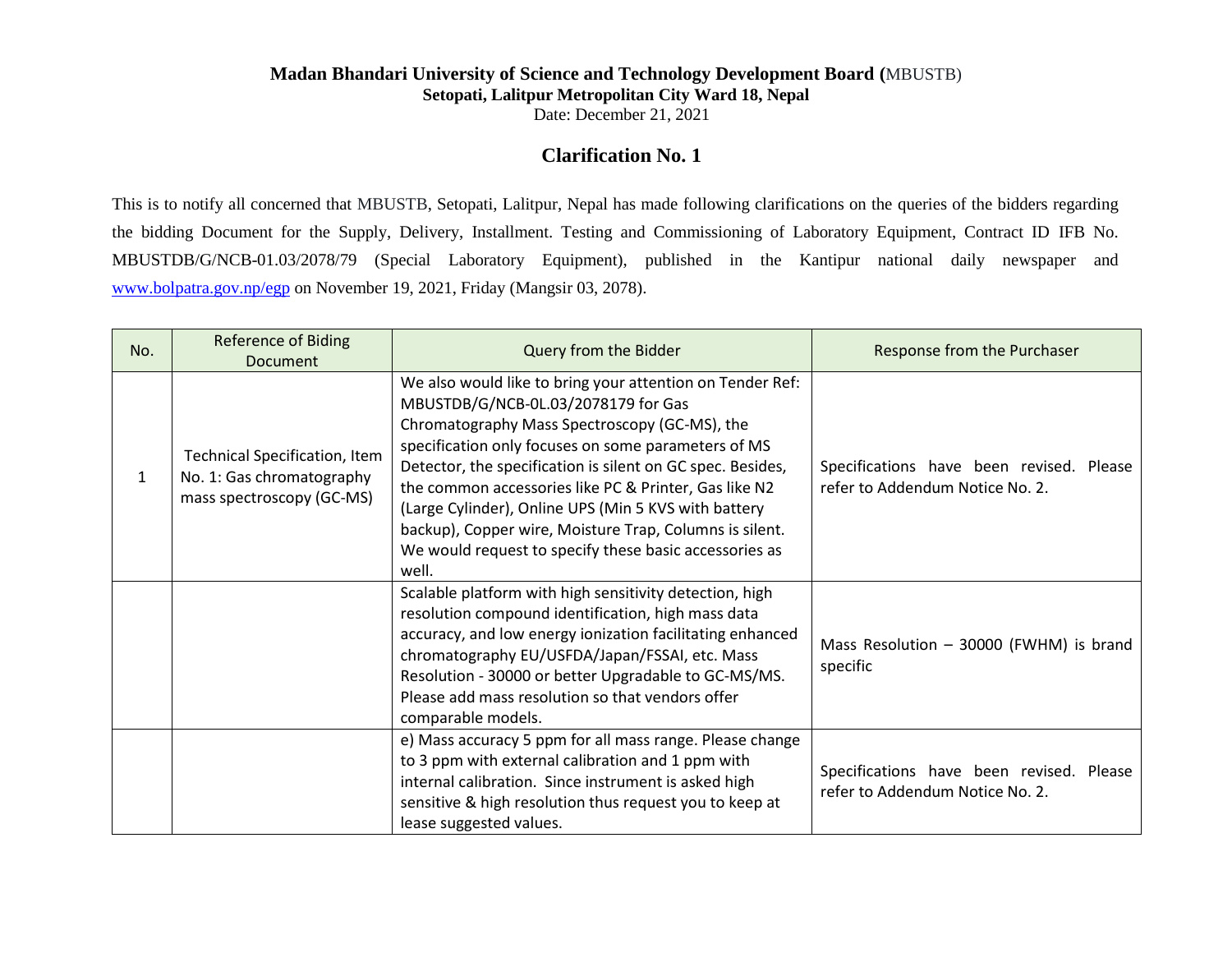**Madan Bhandari University of Science and Technology Development Board (**MBUSTB)
**Setopati, Lalitpur Metropolitan City Ward 18, Nepal**
Date: December 21, 2021

## Clarification No. 1

This is to notify all concerned that MBUSTB, Setopati, Lalitpur, Nepal has made following clarifications on the queries of the bidders regarding the bidding Document for the Supply, Delivery, Installment. Testing and Commissioning of Laboratory Equipment, Contract ID IFB No. MBUSTDB/G/NCB-01.03/2078/79 (Special Laboratory Equipment), published in the Kantipur national daily newspaper and www.bolpatra.gov.np/egp on November 19, 2021, Friday (Mangsir 03, 2078).

| No. | Reference of Biding Document | Query from the Bidder | Response from the Purchaser |
|---|---|---|---|
| 1 | Technical Specification, Item No. 1: Gas chromatography mass spectroscopy (GC-MS) | We also would like to bring your attention on Tender Ref: MBUSTDB/G/NCB-0L.03/2078179 for Gas Chromatography Mass Spectroscopy (GC-MS), the specification only focuses on some parameters of MS Detector, the specification is silent on GC spec. Besides, the common accessories like PC & Printer, Gas like N2 (Large Cylinder), Online UPS (Min 5 KVS with battery backup), Copper wire, Moisture Trap, Columns is silent. We would request to specify these basic accessories as well. | Specifications have been revised. Please refer to Addendum Notice No. 2. |
| | | Scalable platform with high sensitivity detection, high resolution compound identification, high mass data accuracy, and low energy ionization facilitating enhanced chromatography EU/USFDA/Japan/FSSAI, etc. Mass Resolution - 30000 or better Upgradable to GC-MS/MS. Please add mass resolution so that vendors offer comparable models. | Mass Resolution – 30000 (FWHM) is brand specific |
| | | e) Mass accuracy 5 ppm for all mass range. Please change to 3 ppm with external calibration and 1 ppm with internal calibration. Since instrument is asked high sensitive & high resolution thus request you to keep at lease suggested values. | Specifications have been revised. Please refer to Addendum Notice No. 2. |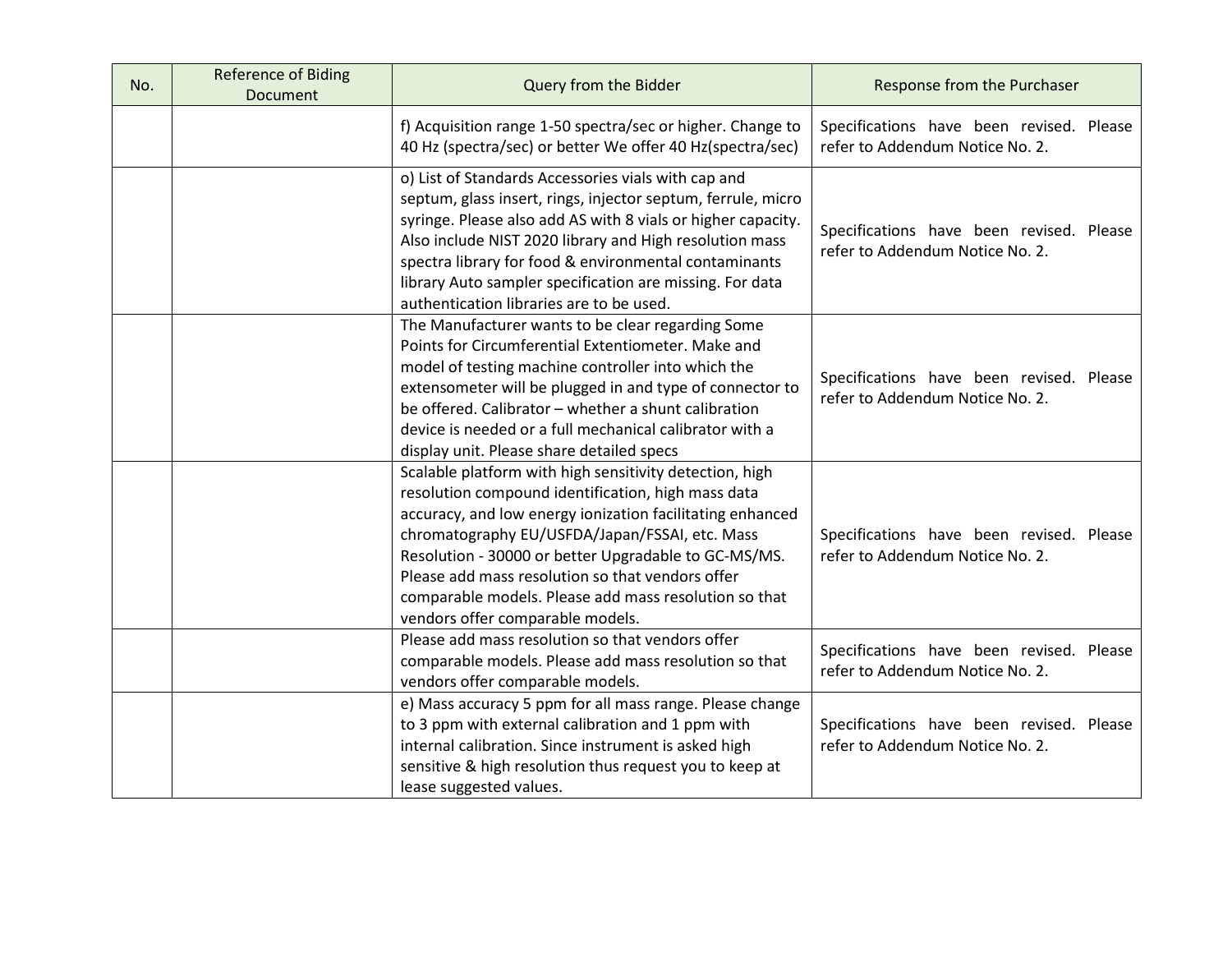| No. | Reference of Biding Document | Query from the Bidder | Response from the Purchaser |
|---|---|---|---|
| | | f) Acquisition range 1-50 spectra/sec or higher. Change to 40 Hz (spectra/sec) or better We offer 40 Hz(spectra/sec) | Specifications have been revised. Please refer to Addendum Notice No. 2. |
| | | o) List of Standards Accessories vials with cap and septum, glass insert, rings, injector septum, ferrule, micro syringe. Please also add AS with 8 vials or higher capacity. Also include NIST 2020 library and High resolution mass spectra library for food & environmental contaminants library Auto sampler specification are missing. For data authentication libraries are to be used. | Specifications have been revised. Please refer to Addendum Notice No. 2. |
| | | The Manufacturer wants to be clear regarding Some Points for Circumferential Extentiometer. Make and model of testing machine controller into which the extensometer will be plugged in and type of connector to be offered. Calibrator – whether a shunt calibration device is needed or a full mechanical calibrator with a display unit. Please share detailed specs | Specifications have been revised. Please refer to Addendum Notice No. 2. |
| | | Scalable platform with high sensitivity detection, high resolution compound identification, high mass data accuracy, and low energy ionization facilitating enhanced chromatography EU/USFDA/Japan/FSSAI, etc. Mass Resolution - 30000 or better Upgradable to GC-MS/MS. Please add mass resolution so that vendors offer comparable models. Please add mass resolution so that vendors offer comparable models. | Specifications have been revised. Please refer to Addendum Notice No. 2. |
| | | Please add mass resolution so that vendors offer comparable models. Please add mass resolution so that vendors offer comparable models. | Specifications have been revised. Please refer to Addendum Notice No. 2. |
| | | e) Mass accuracy 5 ppm for all mass range. Please change to 3 ppm with external calibration and 1 ppm with internal calibration. Since instrument is asked high sensitive & high resolution thus request you to keep at lease suggested values. | Specifications have been revised. Please refer to Addendum Notice No. 2. |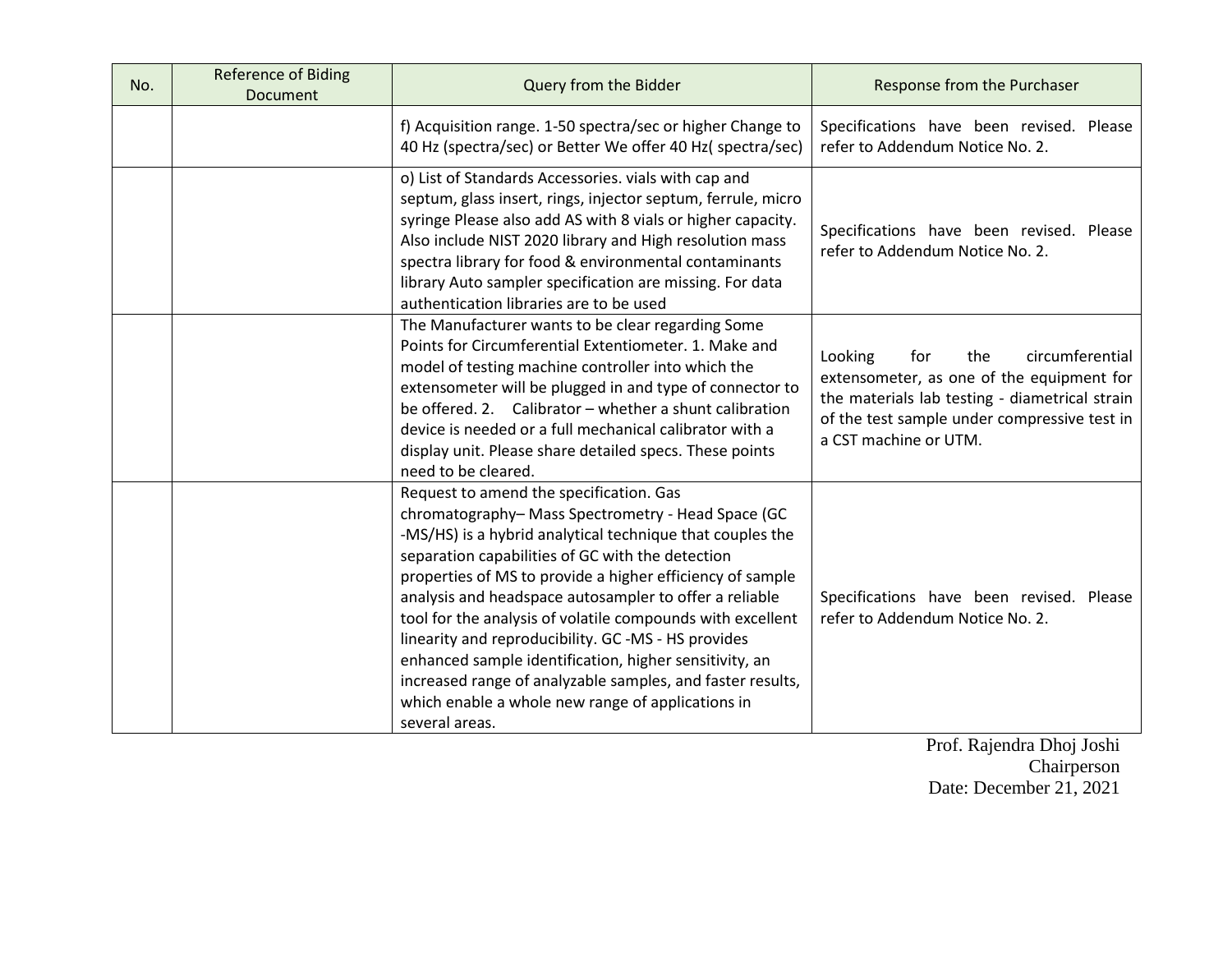| No. | Reference of Biding Document | Query from the Bidder | Response from the Purchaser |
|---|---|---|---|
| | | f) Acquisition range. 1-50 spectra/sec or higher Change to 40 Hz (spectra/sec) or Better We offer 40 Hz( spectra/sec) | Specifications have been revised. Please refer to Addendum Notice No. 2. |
| | | o) List of Standards Accessories. vials with cap and septum, glass insert, rings, injector septum, ferrule, micro syringe Please also add AS with 8 vials or higher capacity. Also include NIST 2020 library and High resolution mass spectra library for food & environmental contaminants library Auto sampler specification are missing. For data authentication libraries are to be used | Specifications have been revised. Please refer to Addendum Notice No. 2. |
| | | The Manufacturer wants to be clear regarding Some Points for Circumferential Extentiometer. 1. Make and model of testing machine controller into which the extensometer will be plugged in and type of connector to be offered. 2. Calibrator – whether a shunt calibration device is needed or a full mechanical calibrator with a display unit. Please share detailed specs. These points need to be cleared. | Looking for the circumferential extensometer, as one of the equipment for the materials lab testing - diametrical strain of the test sample under compressive test in a CST machine or UTM. |
| | | Request to amend the specification. Gas chromatography– Mass Spectrometry - Head Space (GC -MS/HS) is a hybrid analytical technique that couples the separation capabilities of GC with the detection properties of MS to provide a higher efficiency of sample analysis and headspace autosampler to offer a reliable tool for the analysis of volatile compounds with excellent linearity and reproducibility. GC -MS - HS provides enhanced sample identification, higher sensitivity, an increased range of analyzable samples, and faster results, which enable a whole new range of applications in several areas. | Specifications have been revised. Please refer to Addendum Notice No. 2. |

Prof. Rajendra Dhoj Joshi
Chairperson
Date: December 21, 2021